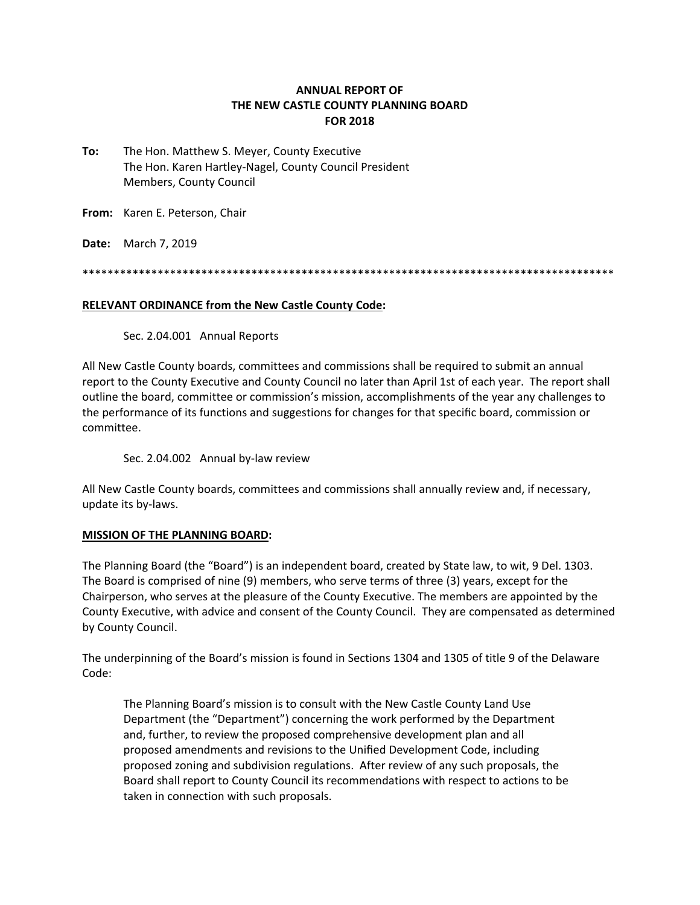**ANNUAL REPORT OF**
**THE NEW CASTLE COUNTY PLANNING BOARD**
**FOR 2018**

**To:** The Hon. Matthew S. Meyer, County Executive
The Hon. Karen Hartley-Nagel, County Council President
Members, County Council

**From:** Karen E. Peterson, Chair

**Date:** March 7, 2019

*************************************************************************************

**RELEVANT ORDINANCE from the New Castle County Code:**

Sec. 2.04.001 Annual Reports

All New Castle County boards, committees and commissions shall be required to submit an annual report to the County Executive and County Council no later than April 1st of each year. The report shall outline the board, committee or commission's mission, accomplishments of the year any challenges to the performance of its functions and suggestions for changes for that specific board, commission or committee.

Sec. 2.04.002 Annual by-law review

All New Castle County boards, committees and commissions shall annually review and, if necessary, update its by-laws.

**MISSION OF THE PLANNING BOARD:**

The Planning Board (the "Board") is an independent board, created by State law, to wit, 9 Del. 1303. The Board is comprised of nine (9) members, who serve terms of three (3) years, except for the Chairperson, who serves at the pleasure of the County Executive. The members are appointed by the County Executive, with advice and consent of the County Council. They are compensated as determined by County Council.

The underpinning of the Board's mission is found in Sections 1304 and 1305 of title 9 of the Delaware Code:

> The Planning Board's mission is to consult with the New Castle County Land Use Department (the "Department") concerning the work performed by the Department and, further, to review the proposed comprehensive development plan and all proposed amendments and revisions to the Unified Development Code, including proposed zoning and subdivision regulations. After review of any such proposals, the Board shall report to County Council its recommendations with respect to actions to be taken in connection with such proposals.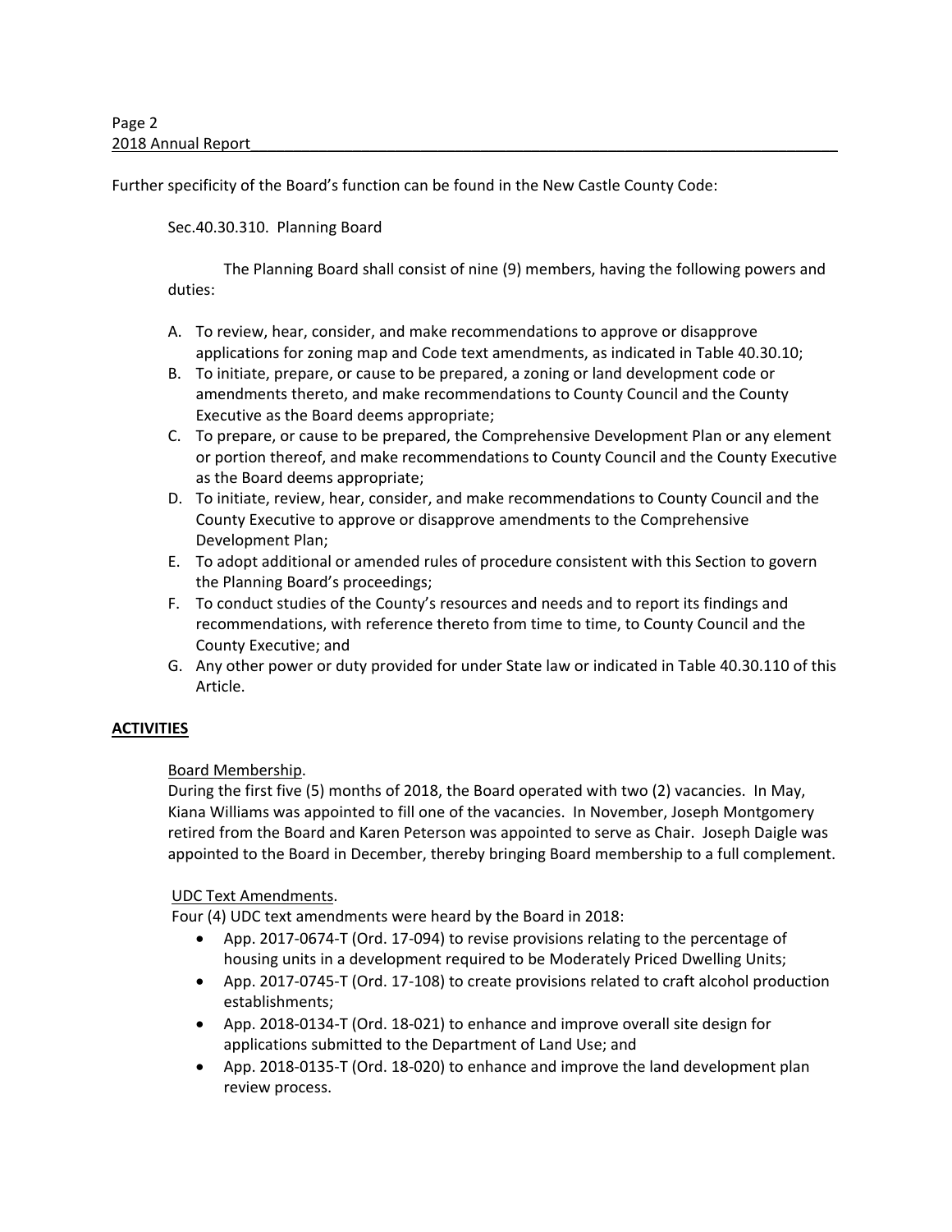Further specificity of the Board's function can be found in the New Castle County Code:

Sec.40.30.310. Planning Board

The Planning Board shall consist of nine (9) members, having the following powers and duties:

A. To review, hear, consider, and make recommendations to approve or disapprove applications for zoning map and Code text amendments, as indicated in Table 40.30.10;
B. To initiate, prepare, or cause to be prepared, a zoning or land development code or amendments thereto, and make recommendations to County Council and the County Executive as the Board deems appropriate;
C. To prepare, or cause to be prepared, the Comprehensive Development Plan or any element or portion thereof, and make recommendations to County Council and the County Executive as the Board deems appropriate;
D. To initiate, review, hear, consider, and make recommendations to County Council and the County Executive to approve or disapprove amendments to the Comprehensive Development Plan;
E. To adopt additional or amended rules of procedure consistent with this Section to govern the Planning Board's proceedings;
F. To conduct studies of the County's resources and needs and to report its findings and recommendations, with reference thereto from time to time, to County Council and the County Executive; and
G. Any other power or duty provided for under State law or indicated in Table 40.30.110 of this Article.

## ACTIVITIES

Board Membership.
During the first five (5) months of 2018, the Board operated with two (2) vacancies. In May, Kiana Williams was appointed to fill one of the vacancies. In November, Joseph Montgomery retired from the Board and Karen Peterson was appointed to serve as Chair. Joseph Daigle was appointed to the Board in December, thereby bringing Board membership to a full complement.

UDC Text Amendments.
Four (4) UDC text amendments were heard by the Board in 2018:

- App. 2017-0674-T (Ord. 17-094) to revise provisions relating to the percentage of housing units in a development required to be Moderately Priced Dwelling Units;
- App. 2017-0745-T (Ord. 17-108) to create provisions related to craft alcohol production establishments;
- App. 2018-0134-T (Ord. 18-021) to enhance and improve overall site design for applications submitted to the Department of Land Use; and
- App. 2018-0135-T (Ord. 18-020) to enhance and improve the land development plan review process.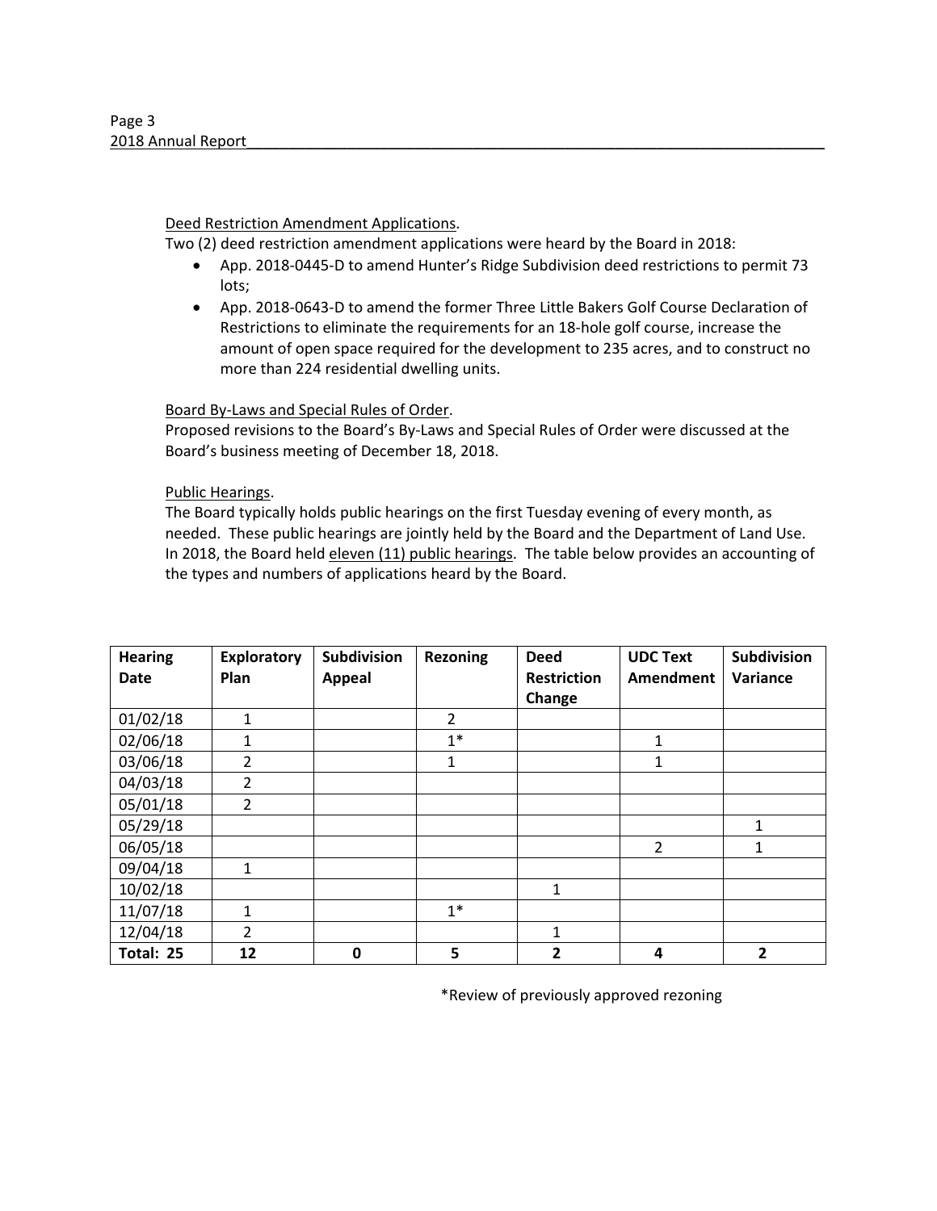Deed Restriction Amendment Applications.

Two (2) deed restriction amendment applications were heard by the Board in 2018:

- App. 2018-0445-D to amend Hunter's Ridge Subdivision deed restrictions to permit 73 lots;
- App. 2018-0643-D to amend the former Three Little Bakers Golf Course Declaration of Restrictions to eliminate the requirements for an 18-hole golf course, increase the amount of open space required for the development to 235 acres, and to construct no more than 224 residential dwelling units.

Board By-Laws and Special Rules of Order.

Proposed revisions to the Board's By-Laws and Special Rules of Order were discussed at the Board's business meeting of December 18, 2018.

Public Hearings.

The Board typically holds public hearings on the first Tuesday evening of every month, as needed. These public hearings are jointly held by the Board and the Department of Land Use. In 2018, the Board held eleven (11) public hearings. The table below provides an accounting of the types and numbers of applications heard by the Board.

| Hearing Date | Exploratory Plan | Subdivision Appeal | Rezoning | Deed Restriction Change | UDC Text Amendment | Subdivision Variance |
|---|---|---|---|---|---|---|
| 01/02/18 | 1 | | 2 | | | |
| 02/06/18 | 1 | | 1* | | 1 | |
| 03/06/18 | 2 | | 1 | | 1 | |
| 04/03/18 | 2 | | | | | |
| 05/01/18 | 2 | | | | | |
| 05/29/18 | | | | | | 1 |
| 06/05/18 | | | | | 2 | 1 |
| 09/04/18 | 1 | | | | | |
| 10/02/18 | | | | 1 | | |
| 11/07/18 | 1 | | 1* | | | |
| 12/04/18 | 2 | | | 1 | | |
| **Total: 25** | **12** | **0** | **5** | **2** | **4** | **2** |

*Review of previously approved rezoning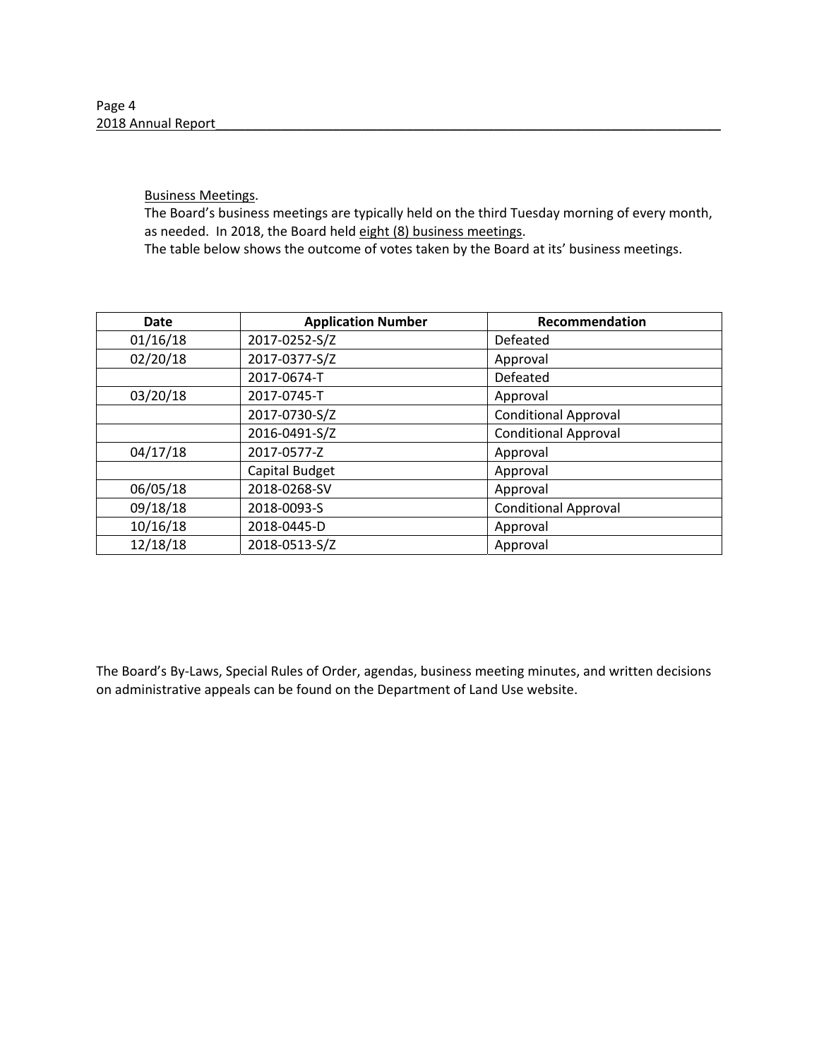<u>Business Meetings</u>.

The Board's business meetings are typically held on the third Tuesday morning of every month, as needed. In 2018, the Board held <u>eight (8) business meetings</u>.

The table below shows the outcome of votes taken by the Board at its' business meetings.

| Date | Application Number | Recommendation |
|---|---|---|
| 01/16/18 | 2017-0252-S/Z | Defeated |
| 02/20/18 | 2017-0377-S/Z | Approval |
| | 2017-0674-T | Defeated |
| 03/20/18 | 2017-0745-T | Approval |
| | 2017-0730-S/Z | Conditional Approval |
| | 2016-0491-S/Z | Conditional Approval |
| 04/17/18 | 2017-0577-Z | Approval |
| | Capital Budget | Approval |
| 06/05/18 | 2018-0268-SV | Approval |
| 09/18/18 | 2018-0093-S | Conditional Approval |
| 10/16/18 | 2018-0445-D | Approval |
| 12/18/18 | 2018-0513-S/Z | Approval |

The Board's By-Laws, Special Rules of Order, agendas, business meeting minutes, and written decisions on administrative appeals can be found on the Department of Land Use website.